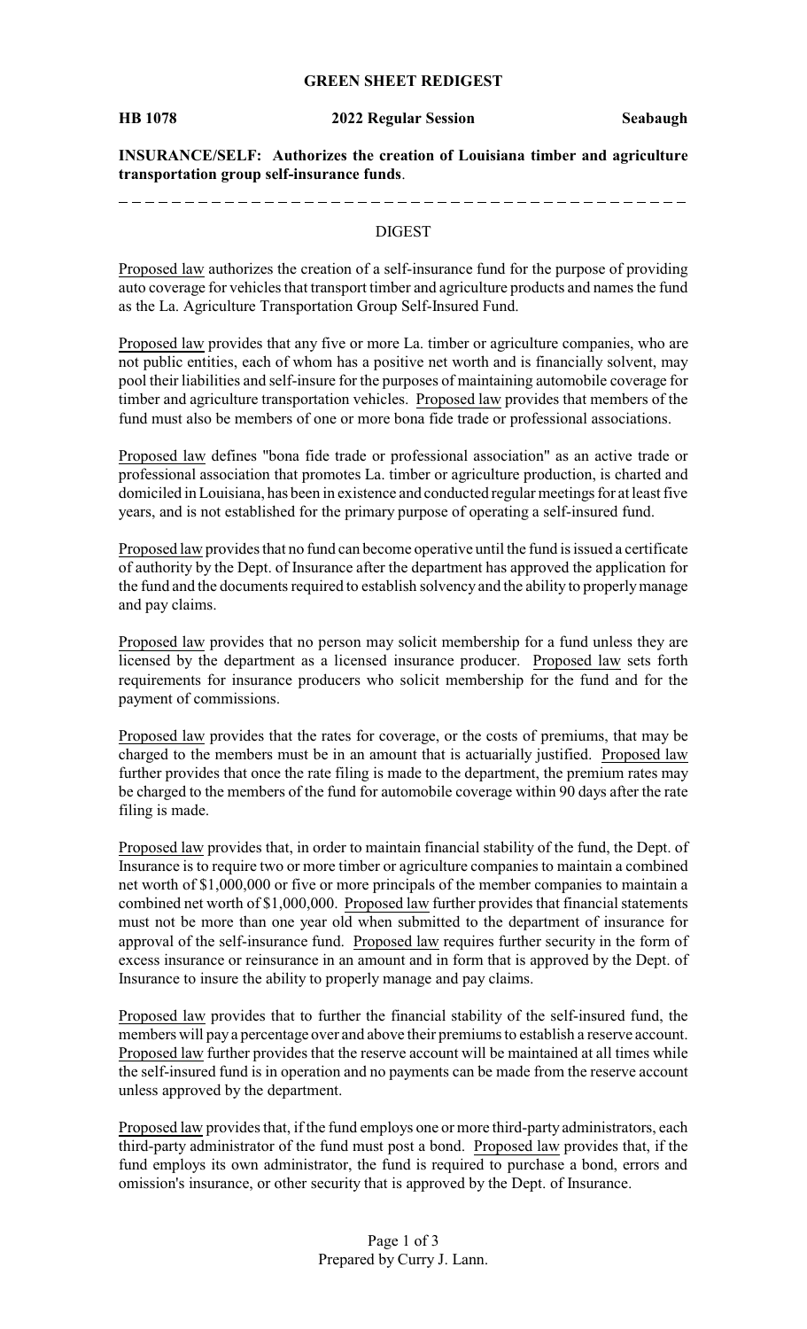# GREEN SHEET REDIGEST

**HB 1078** **2022 Regular Session** **Seabaugh**

**INSURANCE/SELF: Authorizes the creation of Louisiana timber and agriculture transportation group self-insurance funds**.

## DIGEST

Proposed law authorizes the creation of a self-insurance fund for the purpose of providing auto coverage for vehicles that transport timber and agriculture products and names the fund as the La. Agriculture Transportation Group Self-Insured Fund.

Proposed law provides that any five or more La. timber or agriculture companies, who are not public entities, each of whom has a positive net worth and is financially solvent, may pool their liabilities and self-insure for the purposes of maintaining automobile coverage for timber and agriculture transportation vehicles. Proposed law provides that members of the fund must also be members of one or more bona fide trade or professional associations.

Proposed law defines "bona fide trade or professional association" as an active trade or professional association that promotes La. timber or agriculture production, is charted and domiciled in Louisiana, has been in existence and conducted regular meetings for at least five years, and is not established for the primary purpose of operating a self-insured fund.

Proposed law provides that no fund can become operative until the fund is issued a certificate of authority by the Dept. of Insurance after the department has approved the application for the fund and the documents required to establish solvency and the ability to properly manage and pay claims.

Proposed law provides that no person may solicit membership for a fund unless they are licensed by the department as a licensed insurance producer. Proposed law sets forth requirements for insurance producers who solicit membership for the fund and for the payment of commissions.

Proposed law provides that the rates for coverage, or the costs of premiums, that may be charged to the members must be in an amount that is actuarially justified. Proposed law further provides that once the rate filing is made to the department, the premium rates may be charged to the members of the fund for automobile coverage within 90 days after the rate filing is made.

Proposed law provides that, in order to maintain financial stability of the fund, the Dept. of Insurance is to require two or more timber or agriculture companies to maintain a combined net worth of $1,000,000 or five or more principals of the member companies to maintain a combined net worth of $1,000,000. Proposed law further provides that financial statements must not be more than one year old when submitted to the department of insurance for approval of the self-insurance fund. Proposed law requires further security in the form of excess insurance or reinsurance in an amount and in form that is approved by the Dept. of Insurance to insure the ability to properly manage and pay claims.

Proposed law provides that to further the financial stability of the self-insured fund, the members will pay a percentage over and above their premiums to establish a reserve account. Proposed law further provides that the reserve account will be maintained at all times while the self-insured fund is in operation and no payments can be made from the reserve account unless approved by the department.

Proposed law provides that, if the fund employs one or more third-party administrators, each third-party administrator of the fund must post a bond. Proposed law provides that, if the fund employs its own administrator, the fund is required to purchase a bond, errors and omission's insurance, or other security that is approved by the Dept. of Insurance.

Prepared by Curry J. Lann.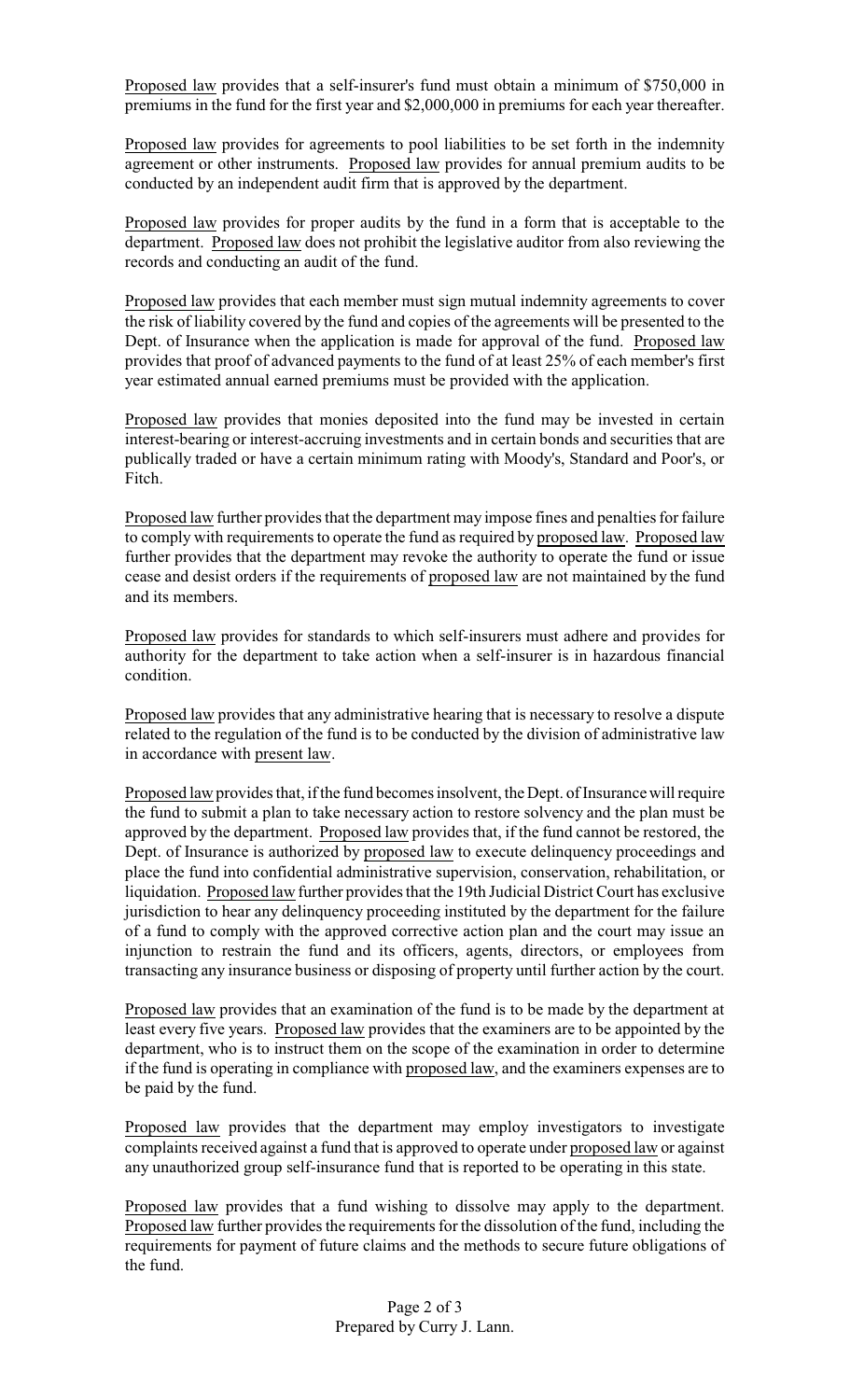Proposed law provides that a self-insurer's fund must obtain a minimum of $750,000 in premiums in the fund for the first year and $2,000,000 in premiums for each year thereafter.

Proposed law provides for agreements to pool liabilities to be set forth in the indemnity agreement or other instruments. Proposed law provides for annual premium audits to be conducted by an independent audit firm that is approved by the department.

Proposed law provides for proper audits by the fund in a form that is acceptable to the department. Proposed law does not prohibit the legislative auditor from also reviewing the records and conducting an audit of the fund.

Proposed law provides that each member must sign mutual indemnity agreements to cover the risk of liability covered by the fund and copies of the agreements will be presented to the Dept. of Insurance when the application is made for approval of the fund. Proposed law provides that proof of advanced payments to the fund of at least 25% of each member's first year estimated annual earned premiums must be provided with the application.

Proposed law provides that monies deposited into the fund may be invested in certain interest-bearing or interest-accruing investments and in certain bonds and securities that are publically traded or have a certain minimum rating with Moody's, Standard and Poor's, or Fitch.

Proposed law further provides that the department may impose fines and penalties for failure to comply with requirements to operate the fund as required by proposed law. Proposed law further provides that the department may revoke the authority to operate the fund or issue cease and desist orders if the requirements of proposed law are not maintained by the fund and its members.

Proposed law provides for standards to which self-insurers must adhere and provides for authority for the department to take action when a self-insurer is in hazardous financial condition.

Proposed law provides that any administrative hearing that is necessary to resolve a dispute related to the regulation of the fund is to be conducted by the division of administrative law in accordance with present law.

Proposed law provides that, if the fund becomes insolvent, the Dept. of Insurance will require the fund to submit a plan to take necessary action to restore solvency and the plan must be approved by the department. Proposed law provides that, if the fund cannot be restored, the Dept. of Insurance is authorized by proposed law to execute delinquency proceedings and place the fund into confidential administrative supervision, conservation, rehabilitation, or liquidation. Proposed law further provides that the 19th Judicial District Court has exclusive jurisdiction to hear any delinquency proceeding instituted by the department for the failure of a fund to comply with the approved corrective action plan and the court may issue an injunction to restrain the fund and its officers, agents, directors, or employees from transacting any insurance business or disposing of property until further action by the court.

Proposed law provides that an examination of the fund is to be made by the department at least every five years. Proposed law provides that the examiners are to be appointed by the department, who is to instruct them on the scope of the examination in order to determine if the fund is operating in compliance with proposed law, and the examiners expenses are to be paid by the fund.

Proposed law provides that the department may employ investigators to investigate complaints received against a fund that is approved to operate under proposed law or against any unauthorized group self-insurance fund that is reported to be operating in this state.

Proposed law provides that a fund wishing to dissolve may apply to the department. Proposed law further provides the requirements for the dissolution of the fund, including the requirements for payment of future claims and the methods to secure future obligations of the fund.

Prepared by Curry J. Lann.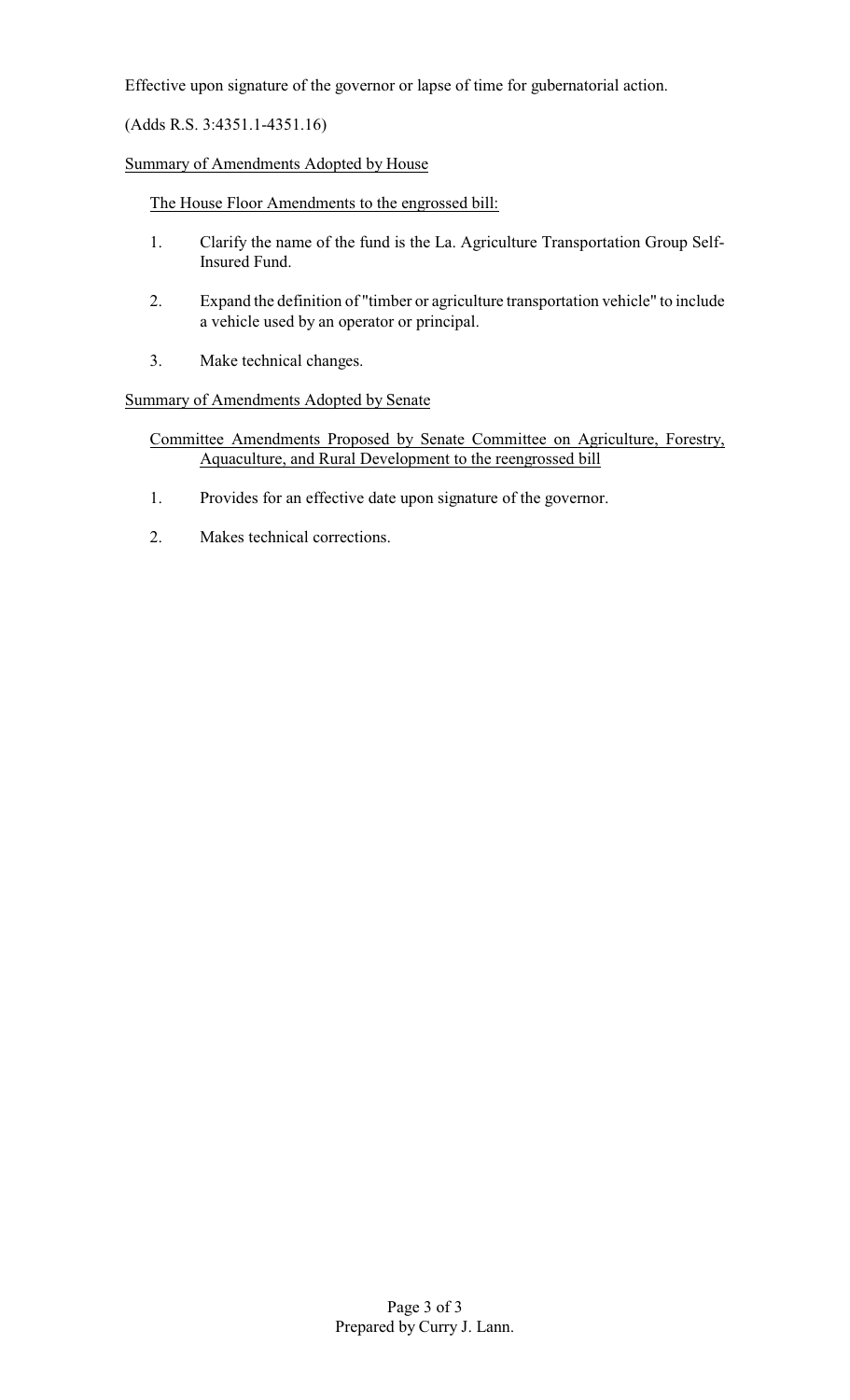Effective upon signature of the governor or lapse of time for gubernatorial action.

(Adds R.S. 3:4351.1-4351.16)

<u>Summary of Amendments Adopted by House</u>

<u>The House Floor Amendments to the engrossed bill:</u>

1. Clarify the name of the fund is the La. Agriculture Transportation Group Self-Insured Fund.

2. Expand the definition of "timber or agriculture transportation vehicle" to include a vehicle used by an operator or principal.

3. Make technical changes.

<u>Summary of Amendments Adopted by Senate</u>

<u>Committee Amendments Proposed by Senate Committee on Agriculture, Forestry, Aquaculture, and Rural Development to the reengrossed bill</u>

1. Provides for an effective date upon signature of the governor.

2. Makes technical corrections.

Prepared by Curry J. Lann.